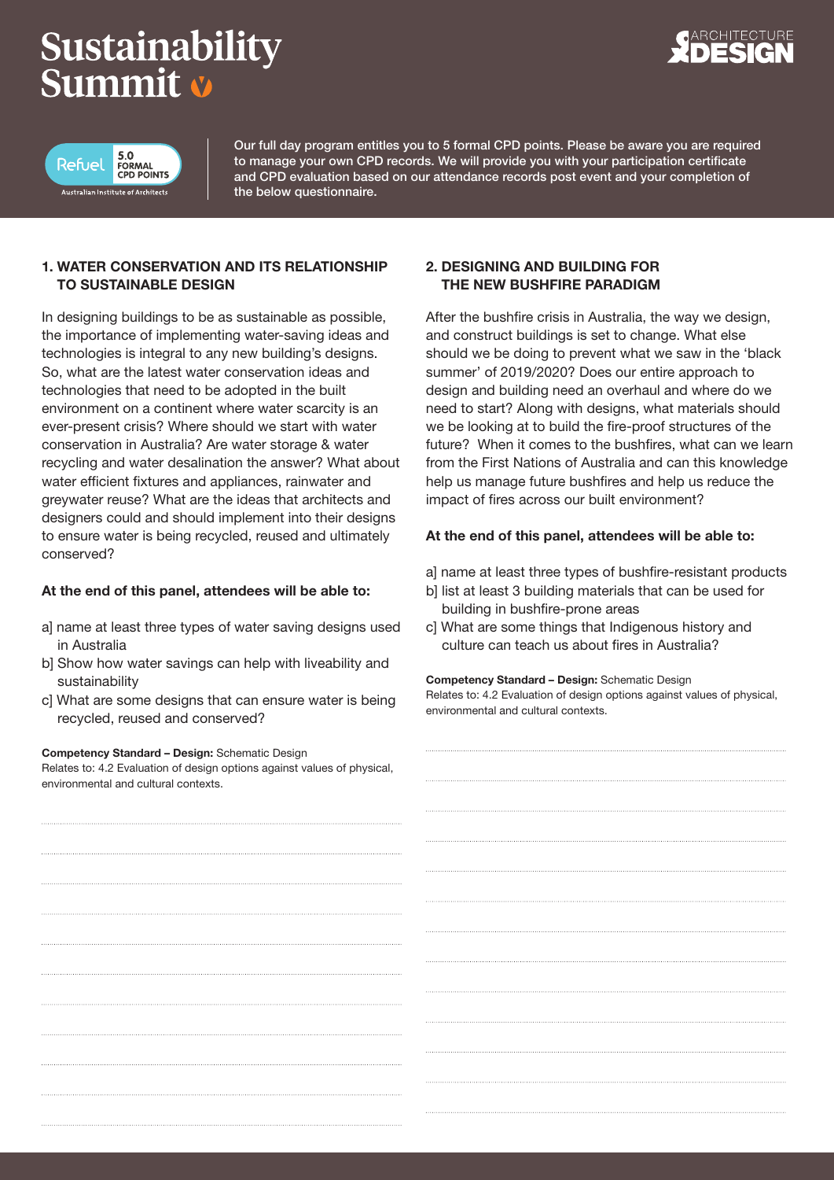# Sustainability Summit

ARCHITECTURE DESIGN

Refuel 5.0 FORMAL CPD POINTS
Australian Institute of Architects

Our full day program entitles you to 5 formal CPD points. Please be aware you are required to manage your own CPD records. We will provide you with your participation certificate and CPD evaluation based on our attendance records post event and your completion of the below questionnaire.

## 1. WATER CONSERVATION AND ITS RELATIONSHIP TO SUSTAINABLE DESIGN

In designing buildings to be as sustainable as possible, the importance of implementing water-saving ideas and technologies is integral to any new building's designs. So, what are the latest water conservation ideas and technologies that need to be adopted in the built environment on a continent where water scarcity is an ever-present crisis? Where should we start with water conservation in Australia? Are water storage & water recycling and water desalination the answer? What about water efficient fixtures and appliances, rainwater and greywater reuse? What are the ideas that architects and designers could and should implement into their designs to ensure water is being recycled, reused and ultimately conserved?

**At the end of this panel, attendees will be able to:**

a] name at least three types of water saving designs used in Australia
b] Show how water savings can help with liveability and sustainability
c] What are some designs that can ensure water is being recycled, reused and conserved?

**Competency Standard – Design:** Schematic Design
Relates to: 4.2 Evaluation of design options against values of physical, environmental and cultural contexts.

## 2. DESIGNING AND BUILDING FOR THE NEW BUSHFIRE PARADIGM

After the bushfire crisis in Australia, the way we design, and construct buildings is set to change. What else should we be doing to prevent what we saw in the 'black summer' of 2019/2020? Does our entire approach to design and building need an overhaul and where do we need to start? Along with designs, what materials should we be looking at to build the fire-proof structures of the future? When it comes to the bushfires, what can we learn from the First Nations of Australia and can this knowledge help us manage future bushfires and help us reduce the impact of fires across our built environment?

**At the end of this panel, attendees will be able to:**

a] name at least three types of bushfire-resistant products
b] list at least 3 building materials that can be used for building in bushfire-prone areas
c] What are some things that Indigenous history and culture can teach us about fires in Australia?

**Competency Standard – Design:** Schematic Design
Relates to: 4.2 Evaluation of design options against values of physical, environmental and cultural contexts.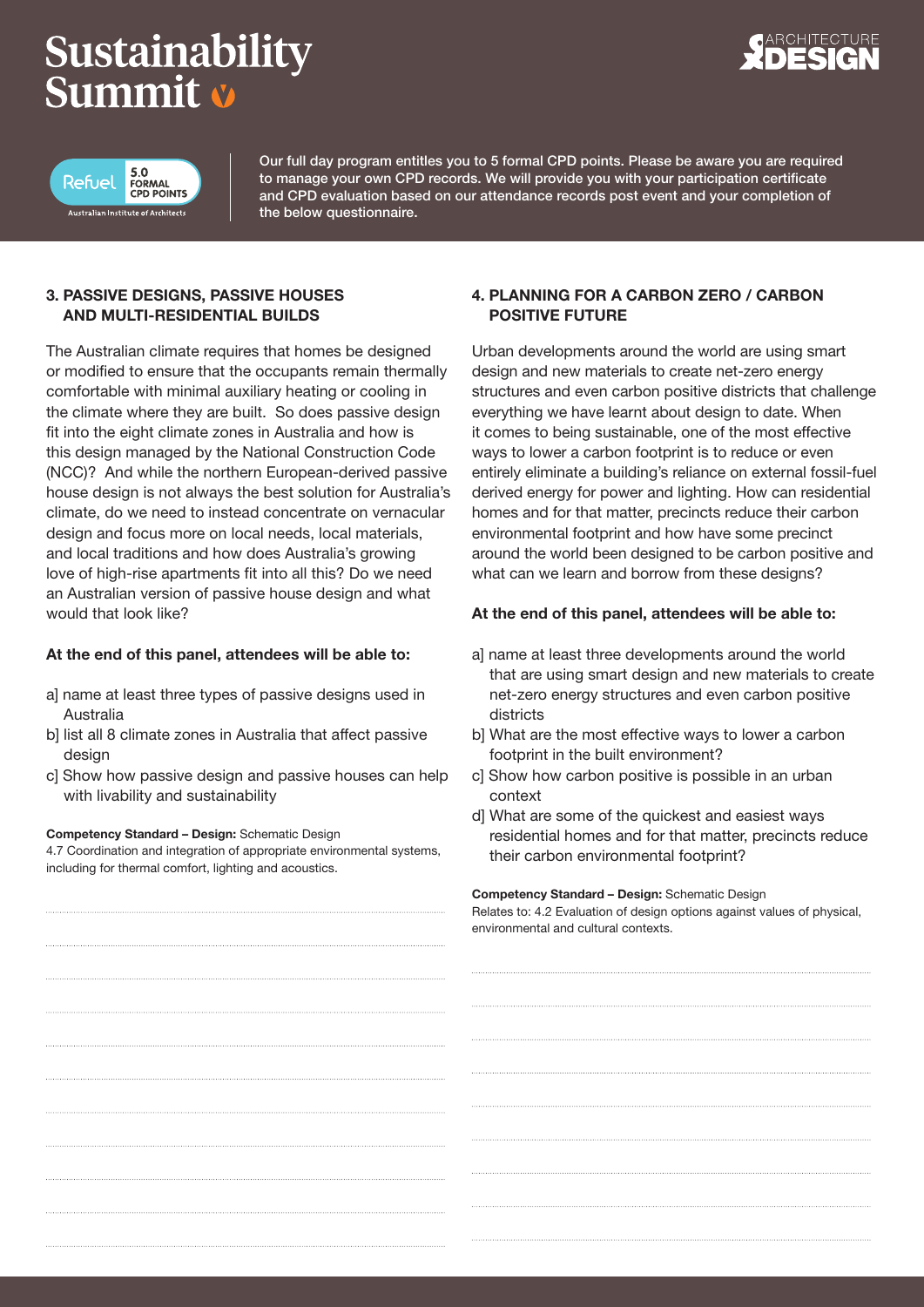# Sustainability Summit

ARCHITECTURE DESIGN

Refuel 5.0 FORMAL CPD POINTS
Australian Institute of Architects

Our full day program entitles you to 5 formal CPD points. Please be aware you are required to manage your own CPD records. We will provide you with your participation certificate and CPD evaluation based on our attendance records post event and your completion of the below questionnaire.

## 3. PASSIVE DESIGNS, PASSIVE HOUSES AND MULTI-RESIDENTIAL BUILDS

The Australian climate requires that homes be designed or modified to ensure that the occupants remain thermally comfortable with minimal auxiliary heating or cooling in the climate where they are built. So does passive design fit into the eight climate zones in Australia and how is this design managed by the National Construction Code (NCC)? And while the northern European-derived passive house design is not always the best solution for Australia's climate, do we need to instead concentrate on vernacular design and focus more on local needs, local materials, and local traditions and how does Australia's growing love of high-rise apartments fit into all this? Do we need an Australian version of passive house design and what would that look like?

**At the end of this panel, attendees will be able to:**

a] name at least three types of passive designs used in Australia
b] list all 8 climate zones in Australia that affect passive design
c] Show how passive design and passive houses can help with livability and sustainability

**Competency Standard – Design:** Schematic Design
4.7 Coordination and integration of appropriate environmental systems, including for thermal comfort, lighting and acoustics.

## 4. PLANNING FOR A CARBON ZERO / CARBON POSITIVE FUTURE

Urban developments around the world are using smart design and new materials to create net-zero energy structures and even carbon positive districts that challenge everything we have learnt about design to date. When it comes to being sustainable, one of the most effective ways to lower a carbon footprint is to reduce or even entirely eliminate a building's reliance on external fossil-fuel derived energy for power and lighting. How can residential homes and for that matter, precincts reduce their carbon environmental footprint and how have some precinct around the world been designed to be carbon positive and what can we learn and borrow from these designs?

**At the end of this panel, attendees will be able to:**

a] name at least three developments around the world that are using smart design and new materials to create net-zero energy structures and even carbon positive districts
b] What are the most effective ways to lower a carbon footprint in the built environment?
c] Show how carbon positive is possible in an urban context
d] What are some of the quickest and easiest ways residential homes and for that matter, precincts reduce their carbon environmental footprint?

**Competency Standard – Design:** Schematic Design
Relates to: 4.2 Evaluation of design options against values of physical, environmental and cultural contexts.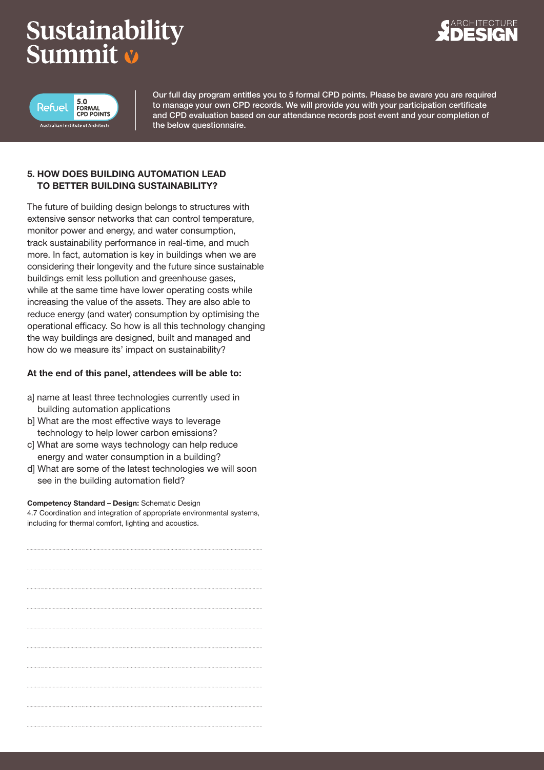# Sustainability Summit

ARCHITECTURE DESIGN

Refuel 5.0 FORMAL CPD POINTS
Australian Institute of Architects

Our full day program entitles you to 5 formal CPD points. Please be aware you are required to manage your own CPD records. We will provide you with your participation certificate and CPD evaluation based on our attendance records post event and your completion of the below questionnaire.

### 5. HOW DOES BUILDING AUTOMATION LEAD TO BETTER BUILDING SUSTAINABILITY?

The future of building design belongs to structures with extensive sensor networks that can control temperature, monitor power and energy, and water consumption, track sustainability performance in real-time, and much more. In fact, automation is key in buildings when we are considering their longevity and the future since sustainable buildings emit less pollution and greenhouse gases, while at the same time have lower operating costs while increasing the value of the assets. They are also able to reduce energy (and water) consumption by optimising the operational efficacy. So how is all this technology changing the way buildings are designed, built and managed and how do we measure its' impact on sustainability?

**At the end of this panel, attendees will be able to:**

a] name at least three technologies currently used in building automation applications
b] What are the most effective ways to leverage technology to help lower carbon emissions?
c] What are some ways technology can help reduce energy and water consumption in a building?
d] What are some of the latest technologies we will soon see in the building automation field?

**Competency Standard – Design:** Schematic Design
4.7 Coordination and integration of appropriate environmental systems, including for thermal comfort, lighting and acoustics.